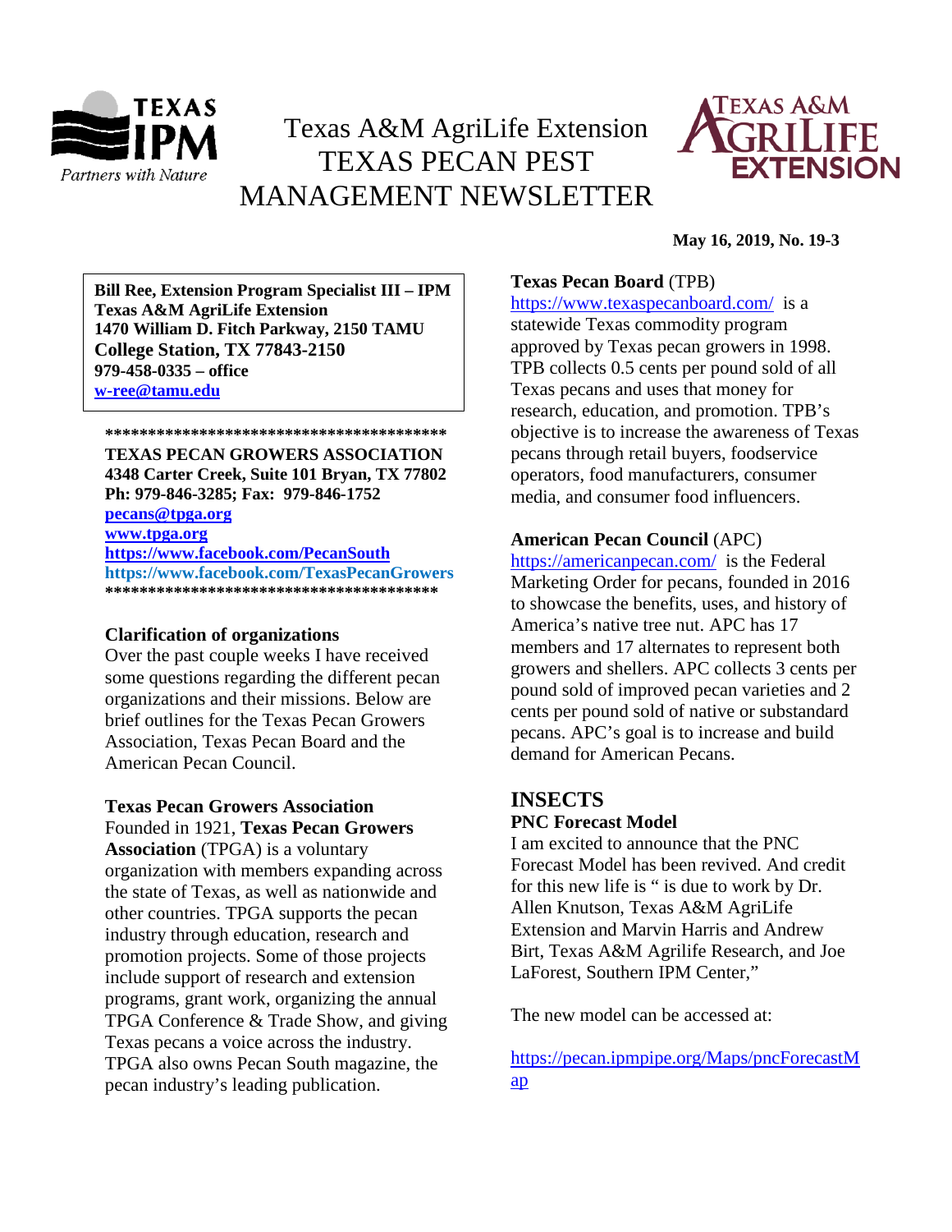# Texas A&M AgriLife Extension TEXAS PECAN PEST MANAGEMENT NEWSLETTER

**May 16, 2019, No. 19-3**

**Bill Ree, Extension Program Specialist III – IPM**
**Texas A&M AgriLife Extension**
**1470 William D. Fitch Parkway, 2150 TAMU**
**College Station, TX 77843-2150**
**979-458-0335 – office**
**[w-ree@tamu.edu](mailto:w-ree@tamu.edu)**

****************************************

**TEXAS PECAN GROWERS ASSOCIATION**
**4348 Carter Creek, Suite 101 Bryan, TX 77802**
**Ph: 979-846-3285; Fax: 979-846-1752**
**[pecans@tpga.org](mailto:pecans@tpga.org)**
**[www.tpga.org](http://www.tpga.org)**
**[https://www.facebook.com/PecanSouth](https://www.facebook.com/PecanSouth)**
**https://www.facebook.com/TexasPecanGrowers**

****************************************

### Clarification of organizations

Over the past couple weeks I have received some questions regarding the different pecan organizations and their missions. Below are brief outlines for the Texas Pecan Growers Association, Texas Pecan Board and the American Pecan Council.

### Texas Pecan Growers Association

Founded in 1921, **Texas Pecan Growers Association** (TPGA) is a voluntary organization with members expanding across the state of Texas, as well as nationwide and other countries. TPGA supports the pecan industry through education, research and promotion projects. Some of those projects include support of research and extension programs, grant work, organizing the annual TPGA Conference & Trade Show, and giving Texas pecans a voice across the industry. TPGA also owns Pecan South magazine, the pecan industry's leading publication.

### Texas Pecan Board (TPB)

[https://www.texaspecanboard.com/](https://www.texaspecanboard.com/) is a statewide Texas commodity program approved by Texas pecan growers in 1998. TPB collects 0.5 cents per pound sold of all Texas pecans and uses that money for research, education, and promotion. TPB's objective is to increase the awareness of Texas pecans through retail buyers, foodservice operators, food manufacturers, consumer media, and consumer food influencers.

### American Pecan Council (APC)

[https://americanpecan.com/](https://americanpecan.com/) is the Federal Marketing Order for pecans, founded in 2016 to showcase the benefits, uses, and history of America's native tree nut. APC has 17 members and 17 alternates to represent both growers and shellers. APC collects 3 cents per pound sold of improved pecan varieties and 2 cents per pound sold of native or substandard pecans. APC's goal is to increase and build demand for American Pecans.

## INSECTS

### PNC Forecast Model

I am excited to announce that the PNC Forecast Model has been revived. And credit for this new life is " is due to work by Dr. Allen Knutson, Texas A&M AgriLife Extension and Marvin Harris and Andrew Birt, Texas A&M Agrilife Research, and Joe LaForest, Southern IPM Center,"

The new model can be accessed at:

[https://pecan.ipmpipe.org/Maps/pncForecastMap](https://pecan.ipmpipe.org/Maps/pncForecastMap)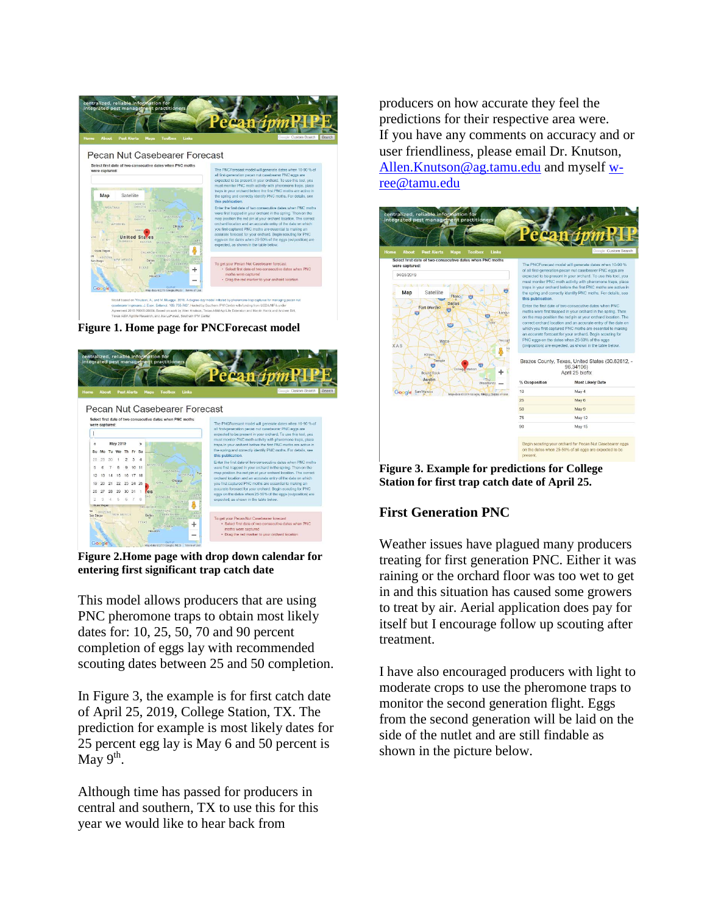**Figure 1. Home page for PNCForecast model**

**Figure 2.Home page with drop down calendar for entering first significant trap catch date**

This model allows producers that are using PNC pheromone traps to obtain most likely dates for: 10, 25, 50, 70 and 90 percent completion of eggs lay with recommended scouting dates between 25 and 50 completion.

In Figure 3, the example is for first catch date of April 25, 2019, College Station, TX. The prediction for example is most likely dates for 25 percent egg lay is May 6 and 50 percent is May 9th.

Although time has passed for producers in central and southern, TX to use this for this year we would like to hear back from producers on how accurate they feel the predictions for their respective area were. If you have any comments on accuracy and or user friendliness, please email Dr. Knutson, Allen.Knutson@ag.tamu.edu and myself w-ree@tamu.edu

**Figure 3. Example for predictions for College Station for first trap catch date of April 25.**

## First Generation PNC

Weather issues have plagued many producers treating for first generation PNC. Either it was raining or the orchard floor was too wet to get in and this situation has caused some growers to treat by air. Aerial application does pay for itself but I encourage follow up scouting after treatment.

I have also encouraged producers with light to moderate crops to use the pheromone traps to monitor the second generation flight. Eggs from the second generation will be laid on the side of the nutlet and are still findable as shown in the picture below.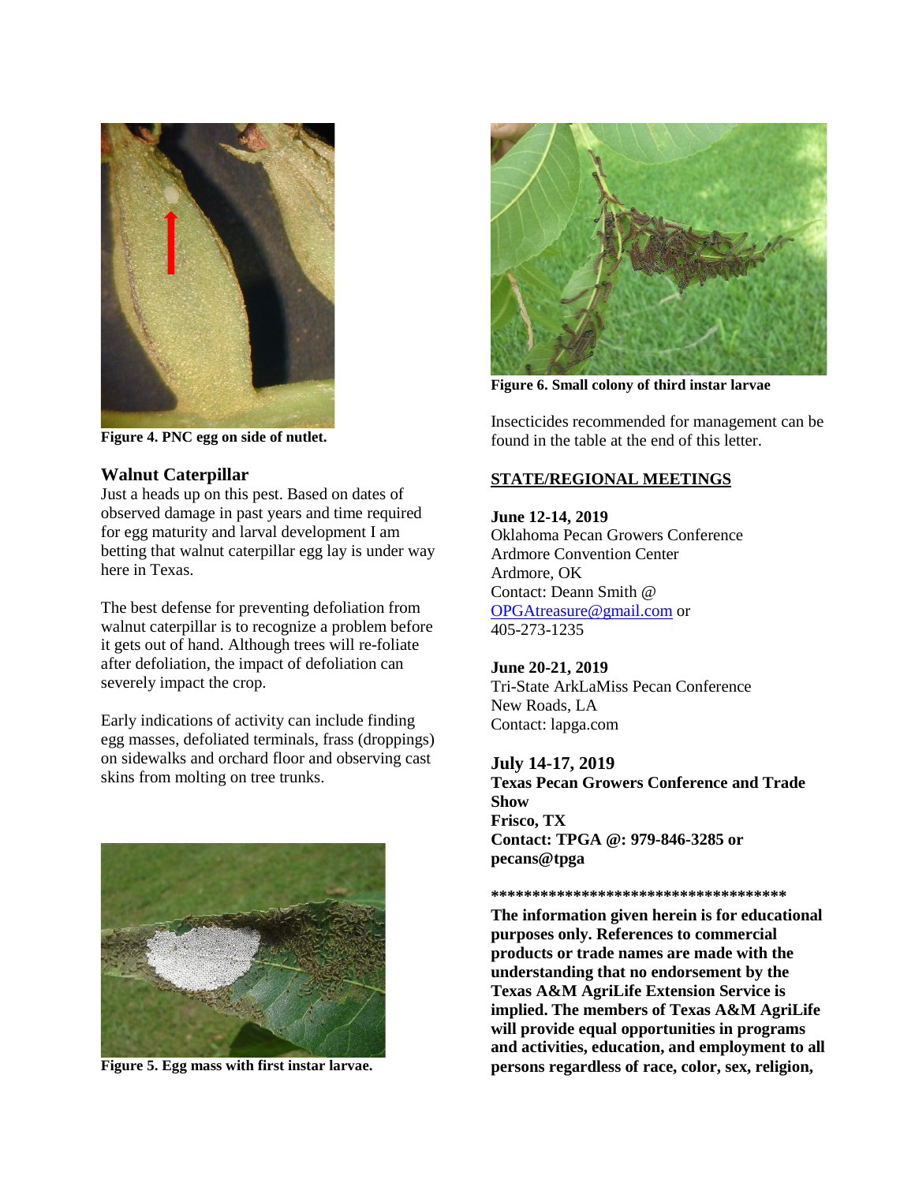**Figure 4. PNC egg on side of nutlet.**

## Walnut Caterpillar

Just a heads up on this pest. Based on dates of observed damage in past years and time required for egg maturity and larval development I am betting that walnut caterpillar egg lay is under way here in Texas.

The best defense for preventing defoliation from walnut caterpillar is to recognize a problem before it gets out of hand. Although trees will re-foliate after defoliation, the impact of defoliation can severely impact the crop.

Early indications of activity can include finding egg masses, defoliated terminals, frass (droppings) on sidewalks and orchard floor and observing cast skins from molting on tree trunks.

**Figure 5. Egg mass with first instar larvae.**

**Figure 6. Small colony of third instar larvae**

Insecticides recommended for management can be found in the table at the end of this letter.

## STATE/REGIONAL MEETINGS

**June 12-14, 2019**
Oklahoma Pecan Growers Conference
Ardmore Convention Center
Ardmore, OK
Contact: Deann Smith @ OPGAtreasure@gmail.com or 405-273-1235

**June 20-21, 2019**
Tri-State ArkLaMiss Pecan Conference
New Roads, LA
Contact: lapga.com

**July 14-17, 2019**
**Texas Pecan Growers Conference and Trade Show**
**Frisco, TX**
**Contact: TPGA @: 979-846-3285 or pecans@tpga**

**************************************

**The information given herein is for educational purposes only. References to commercial products or trade names are made with the understanding that no endorsement by the Texas A&M AgriLife Extension Service is implied. The members of Texas A&M AgriLife will provide equal opportunities in programs and activities, education, and employment to all persons regardless of race, color, sex, religion,**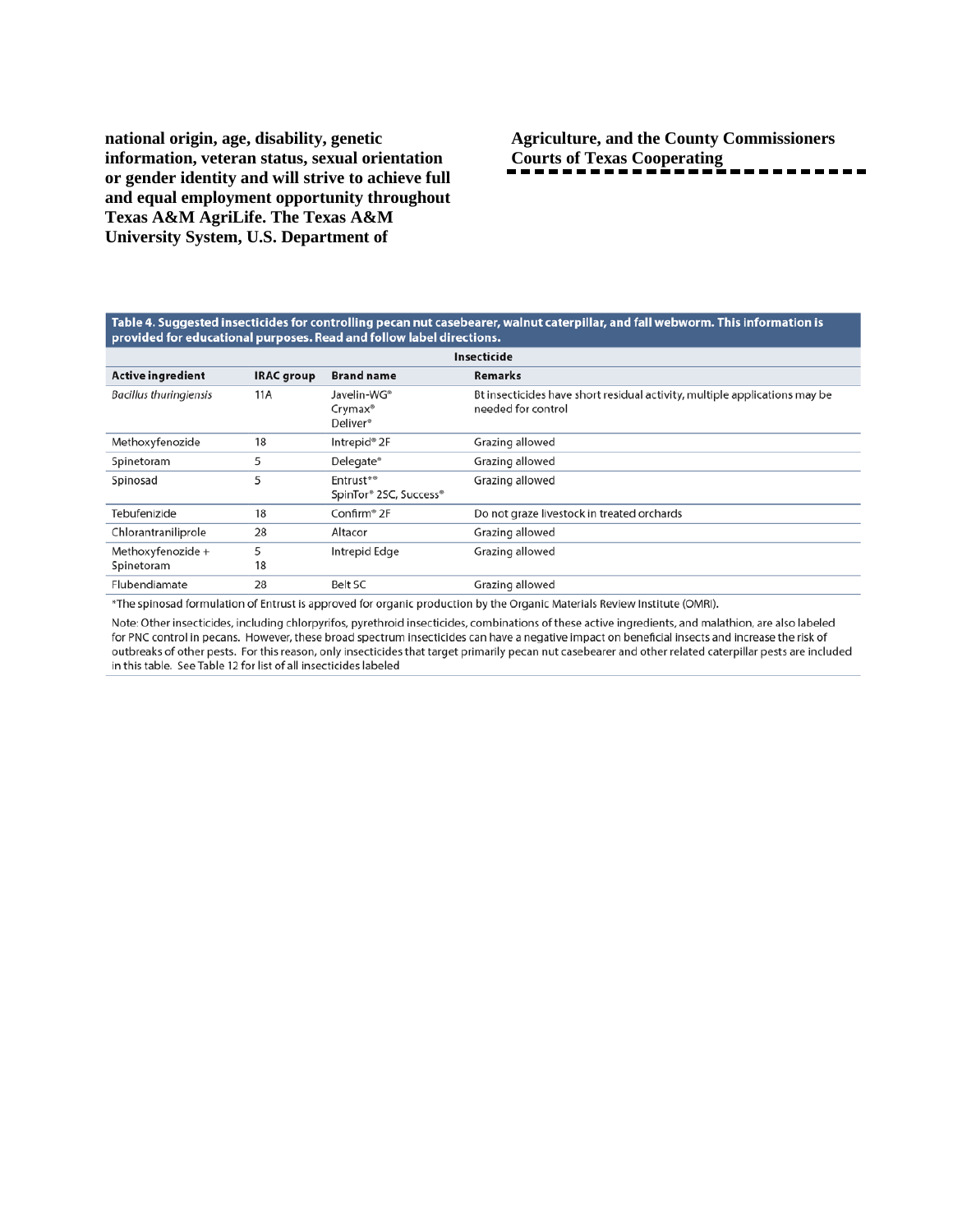**national origin, age, disability, genetic information, veteran status, sexual orientation or gender identity and will strive to achieve full and equal employment opportunity throughout Texas A&M AgriLife. The Texas A&M University System, U.S. Department of Agriculture, and the County Commissioners Courts of Texas Cooperating**

---

**Table 4. Suggested insecticides for controlling pecan nut casebearer, walnut caterpillar, and fall webworm. This information is provided for educational purposes. Read and follow label directions.**

| Insecticide | | | |
|---|---|---|---|
| **Active ingredient** | **IRAC group** | **Brand name** | **Remarks** |
| *Bacillus thuringiensis* | 11A | Javelin-WG®<br>Crymax®<br>Deliver® | Bt insecticides have short residual activity, multiple applications may be needed for control |
| Methoxyfenozide | 18 | Intrepid® 2F | Grazing allowed |
| Spinetoram | 5 | Delegate® | Grazing allowed |
| Spinosad | 5 | Entrust*®<br>SpinTor® 2SC, Success® | Grazing allowed |
| Tebufenizide | 18 | Confirm® 2F | Do not graze livestock in treated orchards |
| Chlorantraniliprole | 28 | Altacor | Grazing allowed |
| Methoxyfenozide + Spinetoram | 5<br>18 | Intrepid Edge | Grazing allowed |
| Flubendiamate | 28 | Belt SC | Grazing allowed |

*The spinosad formulation of Entrust is approved for organic production by the Organic Materials Review Institute (OMRI).

Note: Other insecticides, including chlorpyrifos, pyrethroid insecticides, combinations of these active ingredients, and malathion, are also labeled for PNC control in pecans. However, these broad spectrum insecticides can have a negative impact on beneficial insects and increase the risk of outbreaks of other pests. For this reason, only insecticides that target primarily pecan nut casebearer and other related caterpillar pests are included in this table. See Table 12 for list of all insecticides labeled